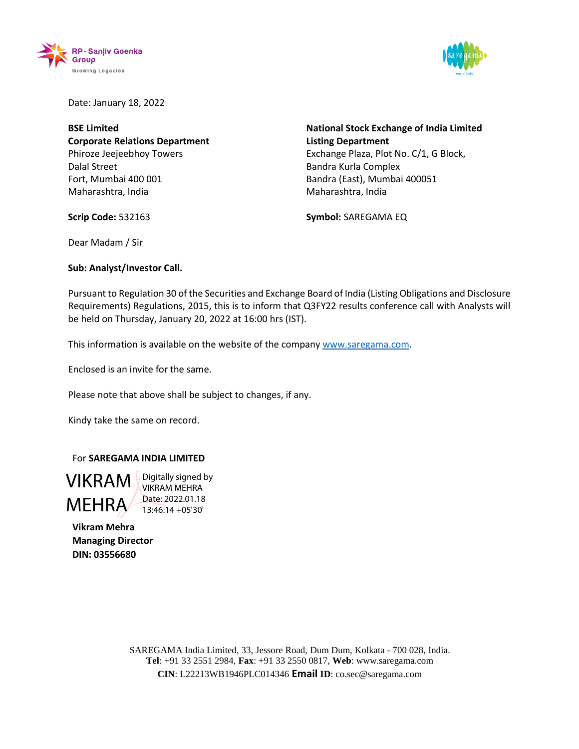Date: January 18, 2022

**BSE Limited**
**Corporate Relations Department**
Phiroze Jeejeebhoy Towers
Dalal Street
Fort, Mumbai 400 001
Maharashtra, India

**Scrip Code:** 532163

**National Stock Exchange of India Limited**
**Listing Department**
Exchange Plaza, Plot No. C/1, G Block,
Bandra Kurla Complex
Bandra (East), Mumbai 400051
Maharashtra, India

**Symbol:** SAREGAMA EQ

Dear Madam / Sir

**Sub: Analyst/Investor Call.**

Pursuant to Regulation 30 of the Securities and Exchange Board of India (Listing Obligations and Disclosure Requirements) Regulations, 2015, this is to inform that Q3FY22 results conference call with Analysts will be held on Thursday, January 20, 2022 at 16:00 hrs (IST).

This information is available on the website of the company www.saregama.com.

Enclosed is an invite for the same.

Please note that above shall be subject to changes, if any.

Kindy take the same on record.

For **SAREGAMA INDIA LIMITED**

VIKRAM MEHRA
Digitally signed by VIKRAM MEHRA
Date: 2022.01.18 13:46:14 +05'30'

**Vikram Mehra**
**Managing Director**
**DIN: 03556680**

SAREGAMA India Limited, 33, Jessore Road, Dum Dum, Kolkata - 700 028, India.
**Tel**: +91 33 2551 2984, **Fax**: +91 33 2550 0817, **Web**: www.saregama.com
**CIN**: L22213WB1946PLC014346 **Email ID**: co.sec@saregama.com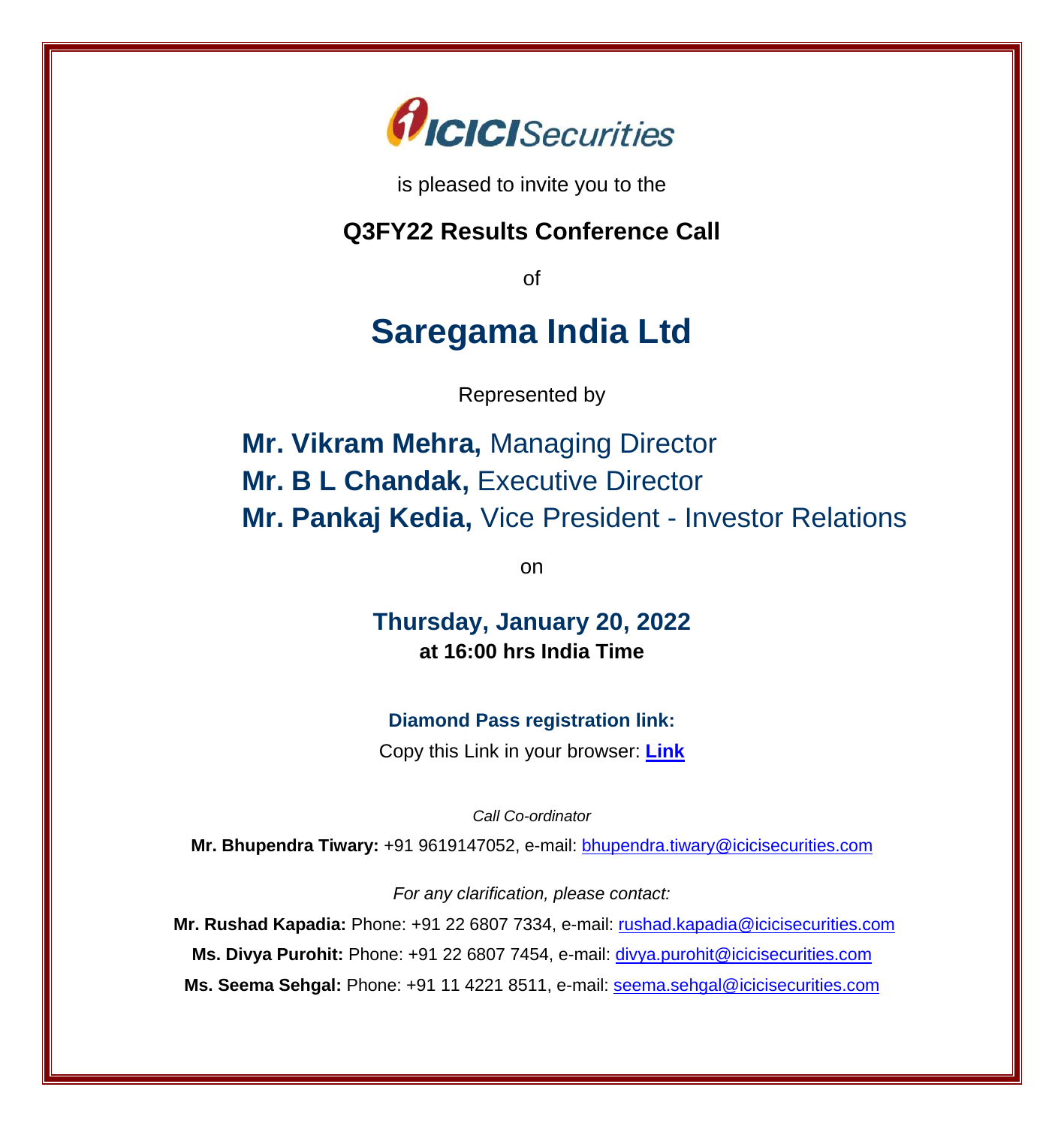ICICI Securities

is pleased to invite you to the

## Q3FY22 Results Conference Call

of

# Saregama India Ltd

Represented by

**Mr. Vikram Mehra,** Managing Director
**Mr. B L Chandak,** Executive Director
**Mr. Pankaj Kedia,** Vice President - Investor Relations

on

**Thursday, January 20, 2022**
**at 16:00 hrs India Time**

**Diamond Pass registration link:**

Copy this Link in your browser: **Link**

*Call Co-ordinator*

**Mr. Bhupendra Tiwary:** +91 9619147052, e-mail: bhupendra.tiwary@icicisecurities.com

*For any clarification, please contact:*

**Mr. Rushad Kapadia:** Phone: +91 22 6807 7334, e-mail: rushad.kapadia@icicisecurities.com
**Ms. Divya Purohit:** Phone: +91 22 6807 7454, e-mail: divya.purohit@icicisecurities.com
**Ms. Seema Sehgal:** Phone: +91 11 4221 8511, e-mail: seema.sehgal@icicisecurities.com